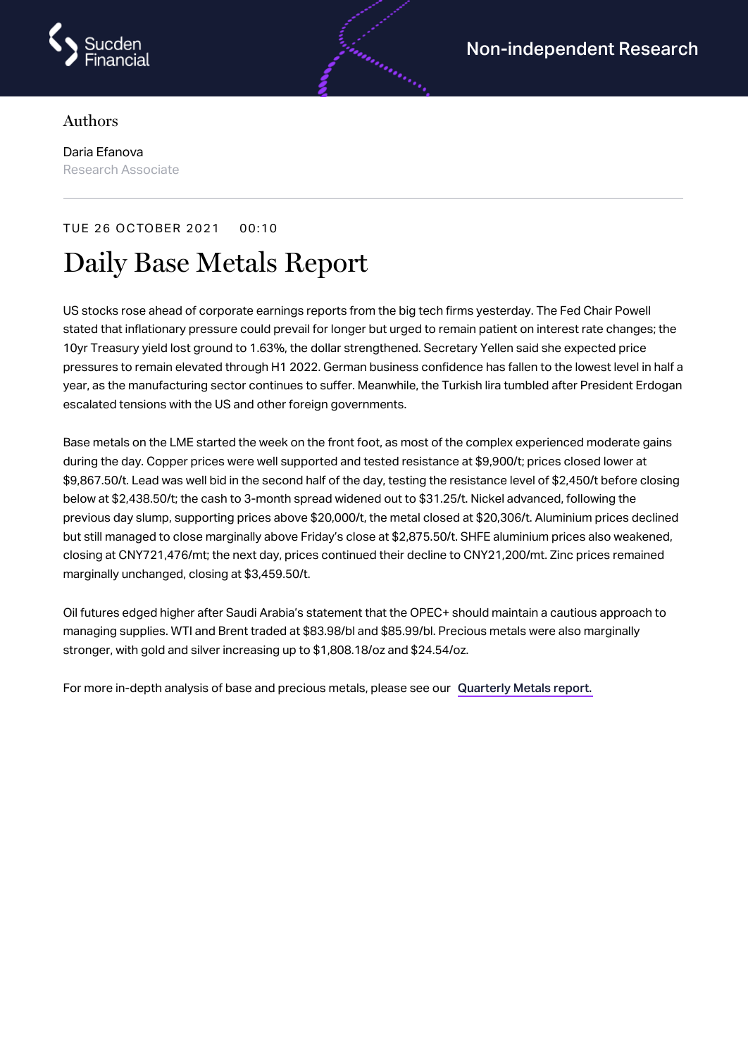Sucden Financial

Non-independent Research

Authors

Daria Efanova
Research Associate

TUE 26 OCTOBER 2021 00:10

# Daily Base Metals Report

US stocks rose ahead of corporate earnings reports from the big tech firms yesterday. The Fed Chair Powell stated that inflationary pressure could prevail for longer but urged to remain patient on interest rate changes; the 10yr Treasury yield lost ground to 1.63%, the dollar strengthened. Secretary Yellen said she expected price pressures to remain elevated through H1 2022. German business confidence has fallen to the lowest level in half a year, as the manufacturing sector continues to suffer. Meanwhile, the Turkish lira tumbled after President Erdogan escalated tensions with the US and other foreign governments.

Base metals on the LME started the week on the front foot, as most of the complex experienced moderate gains during the day. Copper prices were well supported and tested resistance at $9,900/t; prices closed lower at $9,867.50/t. Lead was well bid in the second half of the day, testing the resistance level of $2,450/t before closing below at $2,438.50/t; the cash to 3-month spread widened out to $31.25/t. Nickel advanced, following the previous day slump, supporting prices above $20,000/t, the metal closed at $20,306/t. Aluminium prices declined but still managed to close marginally above Friday's close at $2,875.50/t. SHFE aluminium prices also weakened, closing at CNY721,476/mt; the next day, prices continued their decline to CNY21,200/mt. Zinc prices remained marginally unchanged, closing at $3,459.50/t.

Oil futures edged higher after Saudi Arabia's statement that the OPEC+ should maintain a cautious approach to managing supplies. WTI and Brent traded at $83.98/bl and $85.99/bl. Precious metals were also marginally stronger, with gold and silver increasing up to $1,808.18/oz and $24.54/oz.

For more in-depth analysis of base and precious metals, please see our Quarterly Metals report.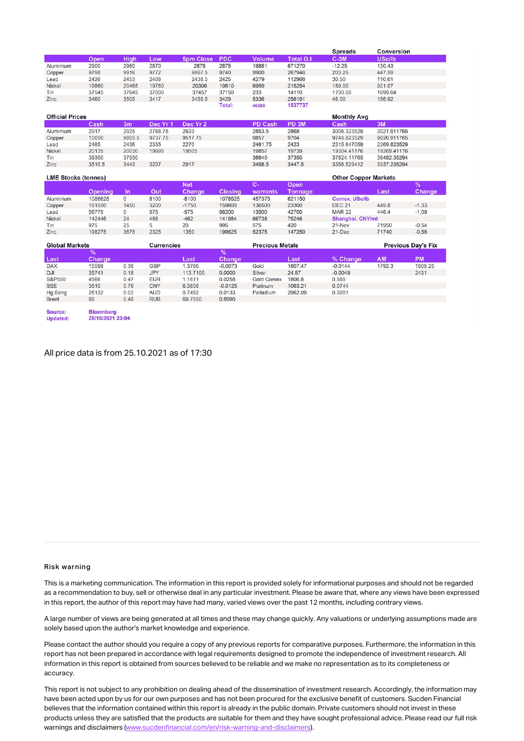| | Open | High | Low | 5pm Close | PDC | Volume | Total O.I | Spreads C-3M | Conversion USc/lb |
|---|---|---|---|---|---|---|---|---|---|
| Aluminium | 2900 | 2960 | 2870 | 2875 | 2875 | 19881 | 671270 | -12.25 | 130.43 |
| Copper | 9798 | 9916 | 9772 | 9867.5 | 9740 | 9900 | 267946 | 203.25 | 447.59 |
| Lead | 2426 | 2453 | 2408 | 2438.5 | 2425 | 4279 | 112966 | 30.50 | 110.61 |
| Nickel | 19860 | 20465 | 19780 | 20306 | 19810 | 6959 | 215254 | 189.00 | 921.07 |
| Tin | 37545 | 37645 | 37000 | 37457 | 37150 | 233 | 14110 | 1700.00 | 1699.04 |
| Zinc | 3460 | 3505 | 3417 | 3459.5 | 3429 | 5336 | 256191 | 46.00 | 156.92 |
| | | | | | Total: | 46588 | 1537737 | | |

**Official Prices**

| | Cash | 3m | Dec Yr 1 | Dec Yr 2 | PD Cash | PD 3M | Monthly Avg Cash | Monthly Avg 3M |
|---|---|---|---|---|---|---|---|---|
| Aluminium | 2917 | 2925 | 2788.75 | 2633 | 2853.5 | 2868 | 3006.323529 | 3021.911765 |
| Copper | 10050 | 9805.5 | 9737.75 | 9517.75 | 9857 | 9704 | 9746.823529 | 9626.911765 |
| Lead | 2485 | 2436 | 2335 | 2270 | 2461.75 | 2423 | 2315.647059 | 2269.823529 |
| Nickel | 20135 | 20030 | 19695 | 19505 | 19857 | 19739 | 19304.41176 | 19269.41176 |
| Tin | 39300 | 37550 | | | 38840 | 37350 | 37824.11765 | 36482.35294 |
| Zinc | 3510.5 | 3443 | 3207 | 2917 | 3498.5 | 3447.5 | 3356.529412 | 3337.235294 |

**LME Stocks (tonnes)**

| | Opening | In | Out | Net Change | Closing | C-warrants | Open Tonnage |
|---|---|---|---|---|---|---|---|
| Aluminium | 1086625 | 0 | 8100 | -8100 | 1078525 | 457375 | 621150 |
| Copper | 161550 | 1450 | 3200 | -1750 | 159800 | 136500 | 23300 |
| Lead | 56775 | 0 | 575 | -575 | 56200 | 13500 | 42700 |
| Nickel | 142446 | 24 | 486 | -462 | 141984 | 66738 | 75246 |
| Tin | 975 | 25 | 5 | 20 | 995 | 575 | 420 |
| Zinc | 198275 | 3675 | 2325 | 1350 | 199625 | 52375 | 147250 |

**Other Copper Markets**

| | Last | % Change |
|---|---|---|
| **Comex, USc/lb** | | |
| DEC 21 | 449.8 | -1.33 |
| MAR 22 | 446.4 | -1.09 |
| **Shanghai, CNY/mt** | | |
| 21-Nov | 71950 | -0.54 |
| 21-Dec | 71740 | -0.58 |

**Global Markets**

| | Last | % Change |
|---|---|---|
| DAX | 15599 | 0.36 |
| DJI | 35741 | 0.18 |
| S&P500 | 4566 | 0.47 |
| SSE | 3610 | 0.76 |
| Hg Seng | 26132 | 0.02 |
| Brent | 86 | 0.48 |

**Currencies**

| | Last | % Change |
|---|---|---|
| GBP | 1.3766 | -0.0073 |
| JPY | 113.7100 | 0.0000 |
| EUR | 1.1611 | 0.0258 |
| CNY | 6.3858 | -0.0125 |
| AUD | 0.7492 | 0.0133 |
| RUB | 69.7550 | 0.8090 |

**Precious Metals**

| | Last | % Change | Previous Day's Fix AM | Previous Day's Fix PM |
|---|---|---|---|---|
| Gold | 1807.47 | -0.0144 | 1792.3 | 1808.25 |
| Silver | 24.57 | -0.0049 | | 2431 |
| Gold Comex | 1806.8 | 0.585 | | |
| Platinum | 1063.21 | 0.0744 | | |
| Palladium | 2062.09 | 0.3001 | | |

**Source:** Bloomberg
**Updated:** 25/10/2021 23:04

All price data is from 25.10.2021 as of 17:30

### Risk warning

This is a marketing communication. The information in this report is provided solely for informational purposes and should not be regarded as a recommendation to buy, sell or otherwise deal in any particular investment. Please be aware that, where any views have been expressed in this report, the author of this report may have had many, varied views over the past 12 months, including contrary views.

A large number of views are being generated at all times and these may change quickly. Any valuations or underlying assumptions made are solely based upon the author's market knowledge and experience.

Please contact the author should you require a copy of any previous reports for comparative purposes. Furthermore, the information in this report has not been prepared in accordance with legal requirements designed to promote the independence of investment research. All information in this report is obtained from sources believed to be reliable and we make no representation as to its completeness or accuracy.

This report is not subject to any prohibition on dealing ahead of the dissemination of investment research. Accordingly, the information may have been acted upon by us for our own purposes and has not been procured for the exclusive benefit of customers. Sucden Financial believes that the information contained within this report is already in the public domain. Private customers should not invest in these products unless they are satisfied that the products are suitable for them and they have sought professional advice. Please read our full risk warnings and disclaimers (www.sucdenfinancial.com/en/risk-warning-and-disclaimers).